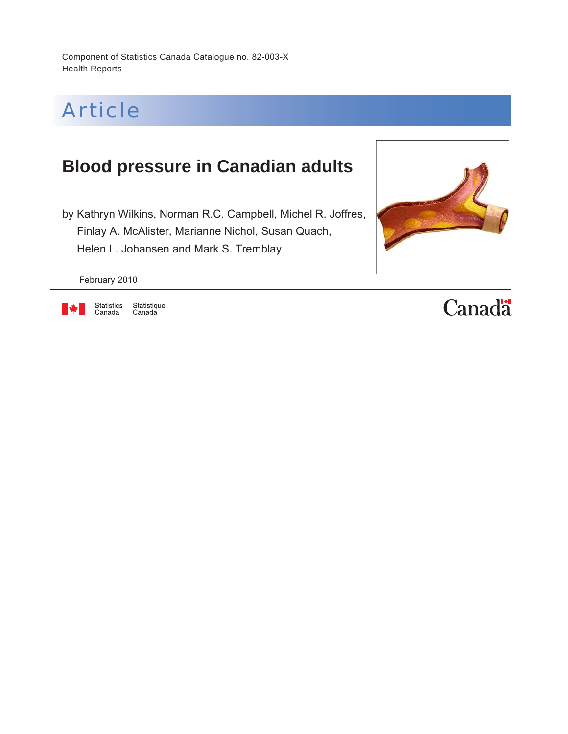Component of Statistics Canada Catalogue no. 82-003-X
Health Reports

# Article

## Blood pressure in Canadian adults

by Kathryn Wilkins, Norman R.C. Campbell, Michel R. Joffres, Finlay A. McAlister, Marianne Nichol, Susan Quach, Helen L. Johansen and Mark S. Tremblay

February 2010

Statistics Canada Statistique Canada

Canada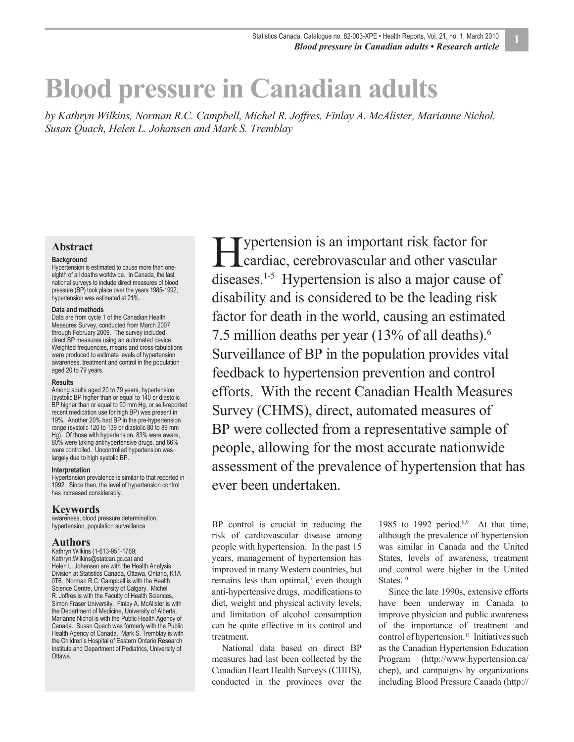# Blood pressure in Canadian adults

*by Kathryn Wilkins, Norman R.C. Campbell, Michel R. Joffres, Finlay A. McAlister, Marianne Nichol, Susan Quach, Helen L. Johansen and Mark S. Tremblay*

## Abstract

### Background

Hypertension is estimated to cause more than one-eighth of all deaths worldwide. In Canada, the last national surveys to include direct measures of blood pressure (BP) took place over the years 1985-1992; hypertension was estimated at 21%.

### Data and methods

Data are from cycle 1 of the Canadian Health Measures Survey, conducted from March 2007 through February 2009. The survey included direct BP measures using an automated device. Weighted frequencies, means and cross-tabulations were produced to estimate levels of hypertension awareness, treatment and control in the population aged 20 to 79 years.

### Results

Among adults aged 20 to 79 years, hypertension (systolic BP higher than or equal to 140 or diastolic BP higher than or equal to 90 mm Hg, or self-reported recent medication use for high BP) was present in 19%. Another 20% had BP in the pre-hypertension range (systolic 120 to 139 or diastolic 80 to 89 mm Hg). Of those with hypertension, 83% were aware, 80% were taking antihypertensive drugs, and 66% were controlled. Uncontrolled hypertension was largely due to high systolic BP.

### Interpretation

Hypertension prevalence is similar to that reported in 1992. Since then, the level of hypertension control has increased considerably.

## Keywords

awareness, blood pressure determination, hypertension, population surveillance

## Authors

Kathryn Wilkins (1-613-951-1769; Kathryn.Wilkins@statcan.gc.ca) and Helen L. Johansen are with the Health Analysis Division at Statistics Canada, Ottawa, Ontario, K1A 0T6. Norman R.C. Campbell is with the Health Science Centre, University of Calgary. Michel R. Joffres is with the Faculty of Health Sciences, Simon Fraser University. Finlay A. McAlister is with the Department of Medicine, University of Alberta. Marianne Nichol is with the Public Health Agency of Canada. Susan Quach was formerly with the Public Health Agency of Canada. Mark S. Tremblay is with the Children's Hospital of Eastern Ontario Research Institute and Department of Pediatrics, University of Ottawa.

Hypertension is an important risk factor for cardiac, cerebrovascular and other vascular diseases.[1-5] Hypertension is also a major cause of disability and is considered to be the leading risk factor for death in the world, causing an estimated 7.5 million deaths per year (13% of all deaths).[6] Surveillance of BP in the population provides vital feedback to hypertension prevention and control efforts. With the recent Canadian Health Measures Survey (CHMS), direct, automated measures of BP were collected from a representative sample of people, allowing for the most accurate nationwide assessment of the prevalence of hypertension that has ever been undertaken.

BP control is crucial in reducing the risk of cardiovascular disease among people with hypertension. In the past 15 years, management of hypertension has improved in many Western countries, but remains less than optimal,[7] even though anti-hypertensive drugs, modifications to diet, weight and physical activity levels, and limitation of alcohol consumption can be quite effective in its control and treatment.

National data based on direct BP measures had last been collected by the Canadian Heart Health Surveys (CHHS), conducted in the provinces over the 1985 to 1992 period.[8,9] At that time, although the prevalence of hypertension was similar in Canada and the United States, levels of awareness, treatment and control were higher in the United States.[10]

Since the late 1990s, extensive efforts have been underway in Canada to improve physician and public awareness of the importance of treatment and control of hypertension.[11] Initiatives such as the Canadian Hypertension Education Program (http://www.hypertension.ca/chep), and campaigns by organizations including Blood Pressure Canada (http://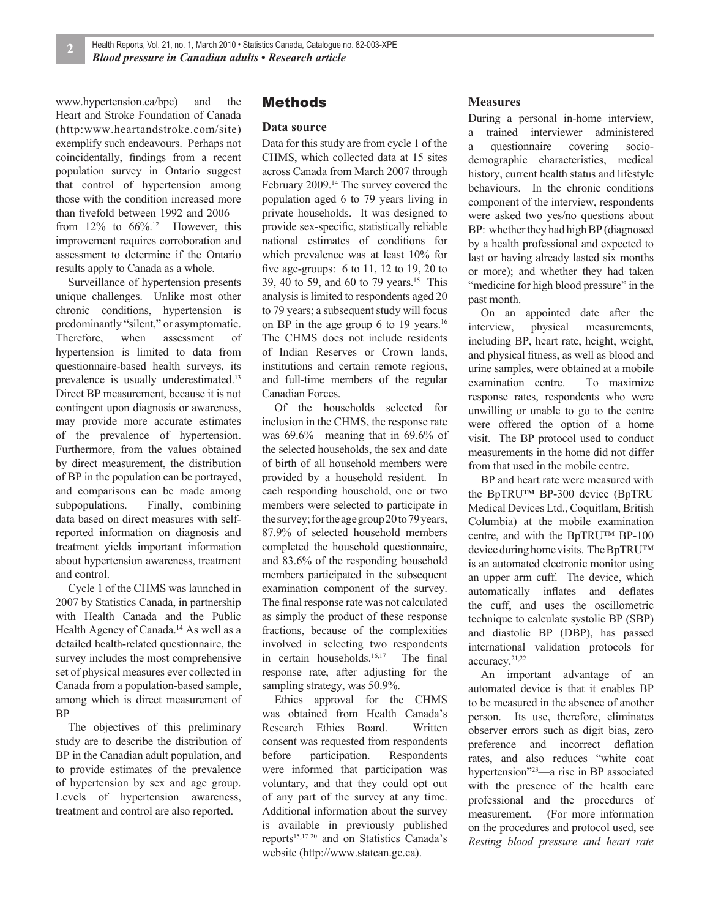www.hypertension.ca/bpc) and the Heart and Stroke Foundation of Canada (http:www.heartandstroke.com/site) exemplify such endeavours. Perhaps not coincidentally, findings from a recent population survey in Ontario suggest that control of hypertension among those with the condition increased more than fivefold between 1992 and 2006—from 12% to 66%.[12] However, this improvement requires corroboration and assessment to determine if the Ontario results apply to Canada as a whole.

Surveillance of hypertension presents unique challenges. Unlike most other chronic conditions, hypertension is predominantly "silent," or asymptomatic. Therefore, when assessment of hypertension is limited to data from questionnaire-based health surveys, its prevalence is usually underestimated.[13] Direct BP measurement, because it is not contingent upon diagnosis or awareness, may provide more accurate estimates of the prevalence of hypertension. Furthermore, from the values obtained by direct measurement, the distribution of BP in the population can be portrayed, and comparisons can be made among subpopulations. Finally, combining data based on direct measures with self-reported information on diagnosis and treatment yields important information about hypertension awareness, treatment and control.

Cycle 1 of the CHMS was launched in 2007 by Statistics Canada, in partnership with Health Canada and the Public Health Agency of Canada.[14] As well as a detailed health-related questionnaire, the survey includes the most comprehensive set of physical measures ever collected in Canada from a population-based sample, among which is direct measurement of BP

The objectives of this preliminary study are to describe the distribution of BP in the Canadian adult population, and to provide estimates of the prevalence of hypertension by sex and age group. Levels of hypertension awareness, treatment and control are also reported.

## Methods

### Data source

Data for this study are from cycle 1 of the CHMS, which collected data at 15 sites across Canada from March 2007 through February 2009.[14] The survey covered the population aged 6 to 79 years living in private households. It was designed to provide sex-specific, statistically reliable national estimates of conditions for which prevalence was at least 10% for five age-groups: 6 to 11, 12 to 19, 20 to 39, 40 to 59, and 60 to 79 years.[15] This analysis is limited to respondents aged 20 to 79 years; a subsequent study will focus on BP in the age group 6 to 19 years.[16] The CHMS does not include residents of Indian Reserves or Crown lands, institutions and certain remote regions, and full-time members of the regular Canadian Forces.

Of the households selected for inclusion in the CHMS, the response rate was 69.6%—meaning that in 69.6% of the selected households, the sex and date of birth of all household members were provided by a household resident. In each responding household, one or two members were selected to participate in the survey; for the age group 20 to 79 years, 87.9% of selected household members completed the household questionnaire, and 83.6% of the responding household members participated in the subsequent examination component of the survey. The final response rate was not calculated as simply the product of these response fractions, because of the complexities involved in selecting two respondents in certain households.[16,17] The final response rate, after adjusting for the sampling strategy, was 50.9%.

Ethics approval for the CHMS was obtained from Health Canada's Research Ethics Board. Written consent was requested from respondents before participation. Respondents were informed that participation was voluntary, and that they could opt out of any part of the survey at any time. Additional information about the survey is available in previously published reports[15,17-20] and on Statistics Canada's website (http://www.statcan.gc.ca).

### Measures

During a personal in-home interview, a trained interviewer administered a questionnaire covering socio-demographic characteristics, medical history, current health status and lifestyle behaviours. In the chronic conditions component of the interview, respondents were asked two yes/no questions about BP: whether they had high BP (diagnosed by a health professional and expected to last or having already lasted six months or more); and whether they had taken "medicine for high blood pressure" in the past month.

On an appointed date after the interview, physical measurements, including BP, heart rate, height, weight, and physical fitness, as well as blood and urine samples, were obtained at a mobile examination centre. To maximize response rates, respondents who were unwilling or unable to go to the centre were offered the option of a home visit. The BP protocol used to conduct measurements in the home did not differ from that used in the mobile centre.

BP and heart rate were measured with the BpTRU™ BP-300 device (BpTRU Medical Devices Ltd., Coquitlam, British Columbia) at the mobile examination centre, and with the BpTRU™ BP-100 device during home visits. The BpTRU™ is an automated electronic monitor using an upper arm cuff. The device, which automatically inflates and deflates the cuff, and uses the oscillometric technique to calculate systolic BP (SBP) and diastolic BP (DBP), has passed international validation protocols for accuracy.[21,22]

An important advantage of an automated device is that it enables BP to be measured in the absence of another person. Its use, therefore, eliminates observer errors such as digit bias, zero preference and incorrect deflation rates, and also reduces "white coat hypertension"[23]—a rise in BP associated with the presence of the health care professional and the procedures of measurement. (For more information on the procedures and protocol used, see *Resting blood pressure and heart rate*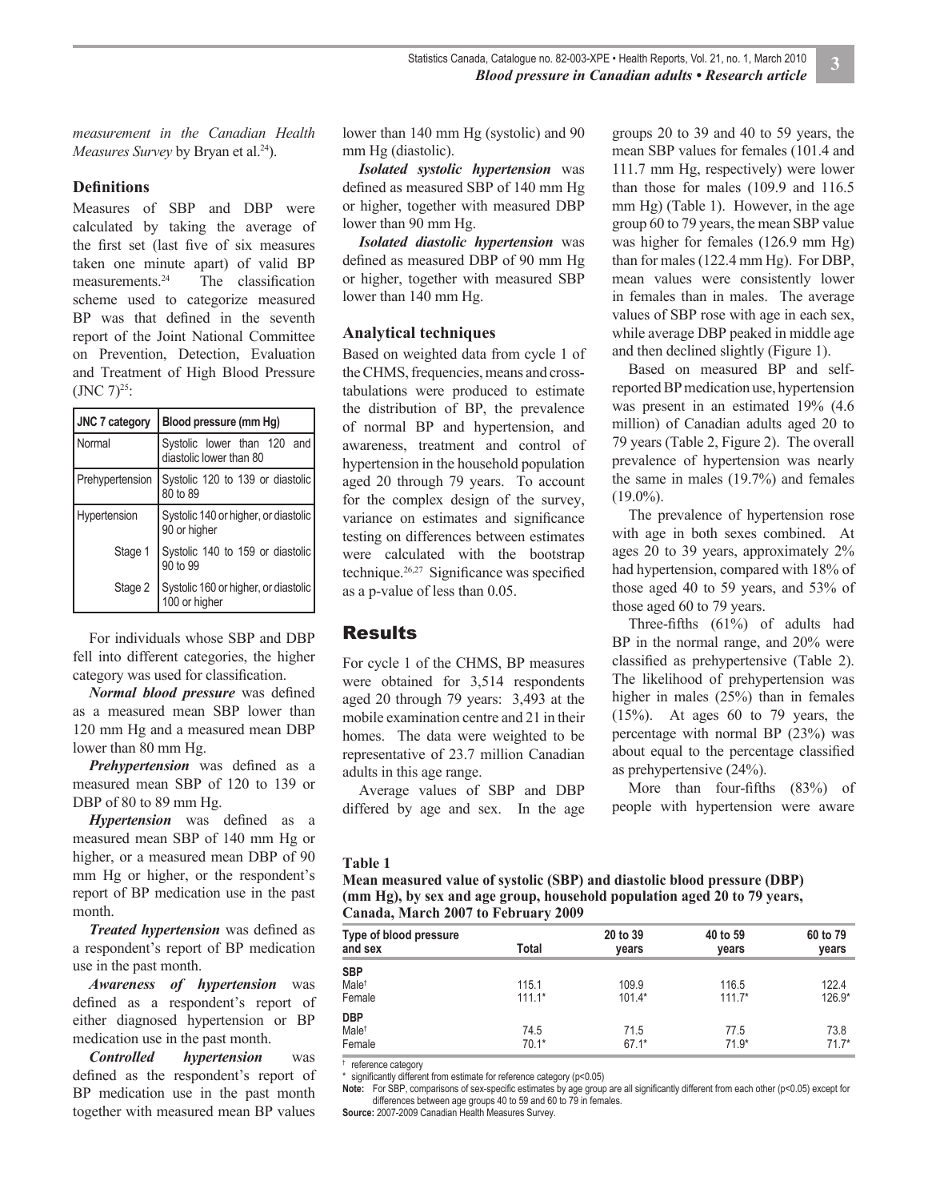*measurement in the Canadian Health Measures Survey* by Bryan et al.[24]).

### Definitions

Measures of SBP and DBP were calculated by taking the average of the first set (last five of six measures taken one minute apart) of valid BP measurements.[24] The classification scheme used to categorize measured BP was that defined in the seventh report of the Joint National Committee on Prevention, Detection, Evaluation and Treatment of High Blood Pressure (JNC 7)[25]:

| JNC 7 category | Blood pressure (mm Hg) |
|---|---|
| Normal | Systolic lower than 120 and diastolic lower than 80 |
| Prehypertension | Systolic 120 to 139 or diastolic 80 to 89 |
| Hypertension | Systolic 140 or higher, or diastolic 90 or higher |
| Stage 1 | Systolic 140 to 159 or diastolic 90 to 99 |
| Stage 2 | Systolic 160 or higher, or diastolic 100 or higher |

For individuals whose SBP and DBP fell into different categories, the higher category was used for classification.

***Normal blood pressure*** was defined as a measured mean SBP lower than 120 mm Hg and a measured mean DBP lower than 80 mm Hg.

***Prehypertension*** was defined as a measured mean SBP of 120 to 139 or DBP of 80 to 89 mm Hg.

***Hypertension*** was defined as a measured mean SBP of 140 mm Hg or higher, or a measured mean DBP of 90 mm Hg or higher, or the respondent's report of BP medication use in the past month.

***Treated hypertension*** was defined as a respondent's report of BP medication use in the past month.

***Awareness of hypertension*** was defined as a respondent's report of either diagnosed hypertension or BP medication use in the past month.

***Controlled hypertension*** was defined as the respondent's report of BP medication use in the past month together with measured mean BP values lower than 140 mm Hg (systolic) and 90 mm Hg (diastolic).

***Isolated systolic hypertension*** was defined as measured SBP of 140 mm Hg or higher, together with measured DBP lower than 90 mm Hg.

***Isolated diastolic hypertension*** was defined as measured DBP of 90 mm Hg or higher, together with measured SBP lower than 140 mm Hg.

### Analytical techniques

Based on weighted data from cycle 1 of the CHMS, frequencies, means and cross-tabulations were produced to estimate the distribution of BP, the prevalence of normal BP and hypertension, and awareness, treatment and control of hypertension in the household population aged 20 through 79 years. To account for the complex design of the survey, variance on estimates and significance testing on differences between estimates were calculated with the bootstrap technique.[26,27] Significance was specified as a p-value of less than 0.05.

## Results

For cycle 1 of the CHMS, BP measures were obtained for 3,514 respondents aged 20 through 79 years: 3,493 at the mobile examination centre and 21 in their homes. The data were weighted to be representative of 23.7 million Canadian adults in this age range.

Average values of SBP and DBP differed by age and sex. In the age groups 20 to 39 and 40 to 59 years, the mean SBP values for females (101.4 and 111.7 mm Hg, respectively) were lower than those for males (109.9 and 116.5 mm Hg) (Table 1). However, in the age group 60 to 79 years, the mean SBP value was higher for females (126.9 mm Hg) than for males (122.4 mm Hg). For DBP, mean values were consistently lower in females than in males. The average values of SBP rose with age in each sex, while average DBP peaked in middle age and then declined slightly (Figure 1).

Based on measured BP and self-reported BP medication use, hypertension was present in an estimated 19% (4.6 million) of Canadian adults aged 20 to 79 years (Table 2, Figure 2). The overall prevalence of hypertension was nearly the same in males (19.7%) and females (19.0%).

The prevalence of hypertension rose with age in both sexes combined. At ages 20 to 39 years, approximately 2% had hypertension, compared with 18% of those aged 40 to 59 years, and 53% of those aged 60 to 79 years.

Three-fifths (61%) of adults had BP in the normal range, and 20% were classified as prehypertensive (Table 2). The likelihood of prehypertension was higher in males (25%) than in females (15%). At ages 60 to 79 years, the percentage with normal BP (23%) was about equal to the percentage classified as prehypertensive (24%).

More than four-fifths (83%) of people with hypertension were aware

**Table 1**
**Mean measured value of systolic (SBP) and diastolic blood pressure (DBP) (mm Hg), by sex and age group, household population aged 20 to 79 years, Canada, March 2007 to February 2009**

| Type of blood pressure and sex | Total | 20 to 39 years | 40 to 59 years | 60 to 79 years |
|---|---|---|---|---|
| **SBP** | | | | |
| Male† | 115.1 | 109.9 | 116.5 | 122.4 |
| Female | 111.1* | 101.4* | 111.7* | 126.9* |
| **DBP** | | | | |
| Male† | 74.5 | 71.5 | 77.5 | 73.8 |
| Female | 70.1* | 67.1* | 71.9* | 71.7* |

† reference category
\* significantly different from estimate for reference category (p<0.05)
**Note:** For SBP, comparisons of sex-specific estimates by age group are all significantly different from each other (p<0.05) except for differences between age groups 40 to 59 and 60 to 79 in females.
**Source:** 2007-2009 Canadian Health Measures Survey.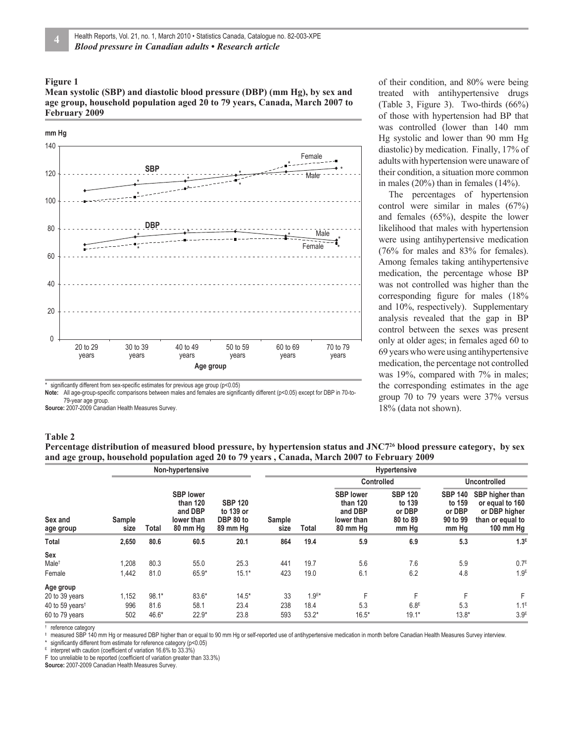**Figure 1**
**Mean systolic (SBP) and diastolic blood pressure (DBP) (mm Hg), by sex and age group, household population aged 20 to 79 years, Canada, March 2007 to February 2009**

\* significantly different from sex-specific estimates for previous age group (p<0.05)

**Note:** All age-group-specific comparisons between males and females are significantly different (p<0.05) except for DBP in 70-to-79-year age group.

**Source:** 2007-2009 Canadian Health Measures Survey.

of their condition, and 80% were being treated with antihypertensive drugs (Table 3, Figure 3). Two-thirds (66%) of those with hypertension had BP that was controlled (lower than 140 mm Hg systolic and lower than 90 mm Hg diastolic) by medication. Finally, 17% of adults with hypertension were unaware of their condition, a situation more common in males (20%) than in females (14%).

The percentages of hypertension control were similar in males (67%) and females (65%), despite the lower likelihood that males with hypertension were using antihypertensive medication (76% for males and 83% for females). Among females taking antihypertensive medication, the percentage whose BP was not controlled was higher than the corresponding figure for males (18% and 10%, respectively). Supplementary analysis revealed that the gap in BP control between the sexes was present only at older ages; in females aged 60 to 69 years who were using antihypertensive medication, the percentage not controlled was 19%, compared with 7% in males; the corresponding estimates in the age group 70 to 79 years were 37% versus 18% (data not shown).

**Table 2**
**Percentage distribution of measured blood pressure, by hypertension status and JNC7[26] blood pressure category, by sex and age group, household population aged 20 to 79 years, Canada, March 2007 to February 2009**

| | Non-hypertensive | | | | Hypertensive | | | | | |
|---|---|---|---|---|---|---|---|---|---|---|
| | | | | | | | Controlled | | Uncontrolled | |
| Sex and age group | Sample size | Total | SBP lower than 120 and DBP lower than 80 mm Hg | SBP 120 to 139 or DBP 80 to 89 mm Hg | Sample size | Total | SBP lower than 120 and DBP lower than 80 mm Hg | SBP 120 to 139 or DBP 80 to 89 mm Hg | SBP 140 to 159 or DBP 90 to 99 mm Hg | SBP higher than or equal to 160 or DBP higher than or equal to 100 mm Hg |
| **Total** | **2,650** | **80.6** | **60.5** | **20.1** | **864** | **19.4** | **5.9** | **6.9** | **5.3** | **1.3^E** |
| **Sex** | | | | | | | | | | |
| Male† | 1,208 | 80.3 | 55.0 | 25.3 | 441 | 19.7 | 5.6 | 7.6 | 5.9 | 0.7^E |
| Female | 1,442 | 81.0 | 65.9* | 15.1* | 423 | 19.0 | 6.1 | 6.2 | 4.8 | 1.9^E |
| **Age group** | | | | | | | | | | |
| 20 to 39 years | 1,152 | 98.1* | 83.6* | 14.5* | 33 | 1.9^E* | F | F | F | F |
| 40 to 59 years† | 996 | 81.6 | 58.1 | 23.4 | 238 | 18.4 | 5.3 | 6.8^E | 5.3 | 1.1^E |
| 60 to 79 years | 502 | 46.6* | 22.9* | 23.8 | 593 | 53.2* | 16.5* | 19.1* | 13.8* | 3.9^E |

† reference category
‡ measured SBP 140 mm Hg or measured DBP higher than or equal to 90 mm Hg or self-reported use of antihypertensive medication in month before Canadian Health Measures Survey interview.
\* significantly different from estimate for reference category (p<0.05)
^E interpret with caution (coefficient of variation 16.6% to 33.3%)
F too unreliable to be reported (coefficient of variation greater than 33.3%)
**Source:** 2007-2009 Canadian Health Measures Survey.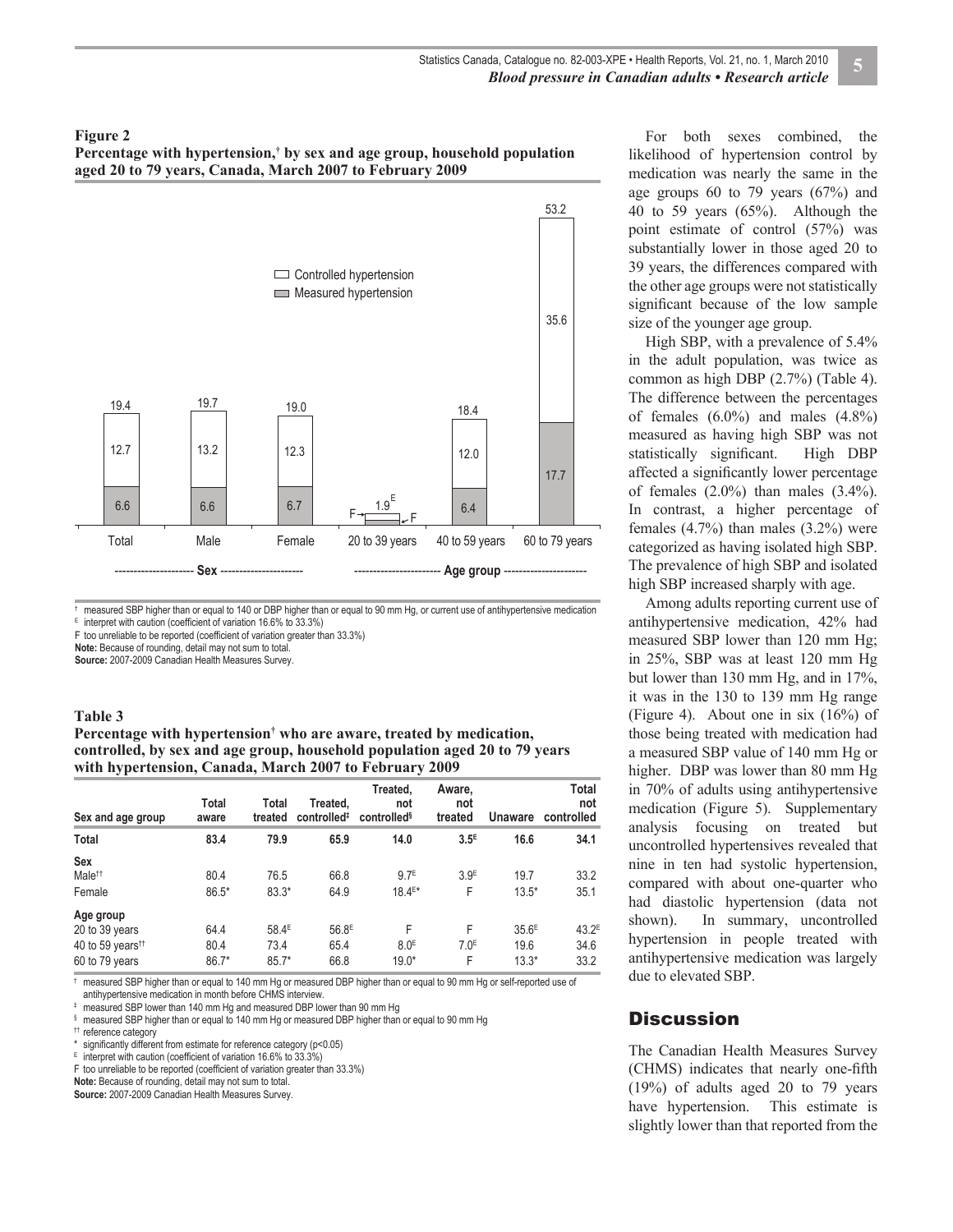**Figure 2**
**Percentage with hypertension,† by sex and age group, household population aged 20 to 79 years, Canada, March 2007 to February 2009**

| | Total | Male | Female | 20 to 39 years | 40 to 59 years | 60 to 79 years |
|---|---|---|---|---|---|---|
| Controlled hypertension | 12.7 | 13.2 | 12.3 | F | 12.0 | 35.6 |
| Measured hypertension | 6.6 | 6.6 | 6.7 | F | 6.4 | 17.7 |
| Total | 19.4 | 19.7 | 19.0 | 1.9[E] | 18.4 | 53.2 |

Sex: Total, Male, Female. Age group: 20 to 39 years, 40 to 59 years, 60 to 79 years.

† measured SBP higher than or equal to 140 or DBP higher than or equal to 90 mm Hg, or current use of antihypertensive medication
E interpret with caution (coefficient of variation 16.6% to 33.3%)
F too unreliable to be reported (coefficient of variation greater than 33.3%)
**Note:** Because of rounding, detail may not sum to total.
**Source:** 2007-2009 Canadian Health Measures Survey.

**Table 3**
**Percentage with hypertension† who are aware, treated by medication, controlled, by sex and age group, household population aged 20 to 79 years with hypertension, Canada, March 2007 to February 2009**

| Sex and age group | Total aware | Total treated | Treated, controlled‡ | Treated, not controlled§ | Aware, not treated | Unaware | Total not controlled |
|---|---|---|---|---|---|---|---|
| **Total** | **83.4** | **79.9** | **65.9** | **14.0** | **3.5[E]** | **16.6** | **34.1** |
| **Sex** | | | | | | | |
| Male†† | 80.4 | 76.5 | 66.8 | 9.7[E] | 3.9[E] | 19.7 | 33.2 |
| Female | 86.5* | 83.3* | 64.9 | 18.4[E]* | F | 13.5* | 35.1 |
| **Age group** | | | | | | | |
| 20 to 39 years | 64.4 | 58.4[E] | 56.8[E] | F | F | 35.6[E] | 43.2[E] |
| 40 to 59 years†† | 80.4 | 73.4 | 65.4 | 8.0[E] | 7.0[E] | 19.6 | 34.6 |
| 60 to 79 years | 86.7* | 85.7* | 66.8 | 19.0* | F | 13.3* | 33.2 |

† measured SBP higher than or equal to 140 mm Hg or measured DBP higher than or equal to 90 mm Hg or self-reported use of antihypertensive medication in month before CHMS interview.
‡ measured SBP lower than 140 mm Hg and measured DBP lower than 90 mm Hg
§ measured SBP higher than or equal to 140 mm Hg or measured DBP higher than or equal to 90 mm Hg
†† reference category
* significantly different from estimate for reference category (p<0.05)
E interpret with caution (coefficient of variation 16.6% to 33.3%)
F too unreliable to be reported (coefficient of variation greater than 33.3%)
**Note:** Because of rounding, detail may not sum to total.
**Source:** 2007-2009 Canadian Health Measures Survey.

For both sexes combined, the likelihood of hypertension control by medication was nearly the same in the age groups 60 to 79 years (67%) and 40 to 59 years (65%). Although the point estimate of control (57%) was substantially lower in those aged 20 to 39 years, the differences compared with the other age groups were not statistically significant because of the low sample size of the younger age group.

High SBP, with a prevalence of 5.4% in the adult population, was twice as common as high DBP (2.7%) (Table 4). The difference between the percentages of females (6.0%) and males (4.8%) measured as having high SBP was not statistically significant. High DBP affected a significantly lower percentage of females (2.0%) than males (3.4%). In contrast, a higher percentage of females (4.7%) than males (3.2%) were categorized as having isolated high SBP. The prevalence of high SBP and isolated high SBP increased sharply with age.

Among adults reporting current use of antihypertensive medication, 42% had measured SBP lower than 120 mm Hg; in 25%, SBP was at least 120 mm Hg but lower than 130 mm Hg, and in 17%, it was in the 130 to 139 mm Hg range (Figure 4). About one in six (16%) of those being treated with medication had a measured SBP value of 140 mm Hg or higher. DBP was lower than 80 mm Hg in 70% of adults using antihypertensive medication (Figure 5). Supplementary analysis focusing on treated but uncontrolled hypertensives revealed that nine in ten had systolic hypertension, compared with about one-quarter who had diastolic hypertension (data not shown). In summary, uncontrolled hypertension in people treated with antihypertensive medication was largely due to elevated SBP.

## Discussion

The Canadian Health Measures Survey (CHMS) indicates that nearly one-fifth (19%) of adults aged 20 to 79 years have hypertension. This estimate is slightly lower than that reported from the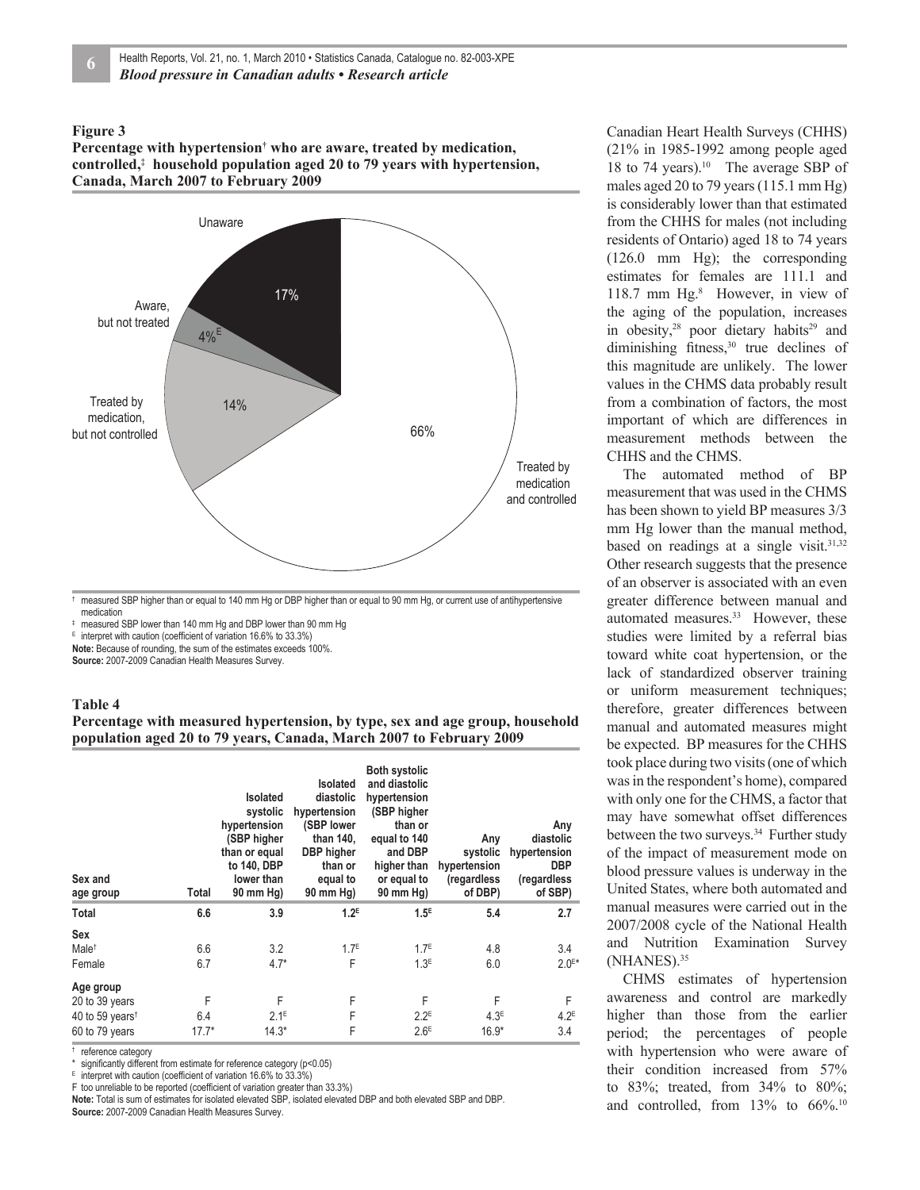**Figure 3**
**Percentage with hypertension† who are aware, treated by medication, controlled,‡ household population aged 20 to 79 years with hypertension, Canada, March 2007 to February 2009**

Unaware 17%
Aware, but not treated 4%[E]
Treated by medication, but not controlled 14%
Treated by medication and controlled 66%

† measured SBP higher than or equal to 140 mm Hg or DBP higher than or equal to 90 mm Hg, or current use of antihypertensive medication
‡ measured SBP lower than 140 mm Hg and DBP lower than 90 mm Hg
E interpret with caution (coefficient of variation 16.6% to 33.3%)
**Note:** Because of rounding, the sum of the estimates exceeds 100%.
**Source:** 2007-2009 Canadian Health Measures Survey.

**Table 4**
**Percentage with measured hypertension, by type, sex and age group, household population aged 20 to 79 years, Canada, March 2007 to February 2009**

| Sex and age group | Total | Isolated systolic hypertension (SBP higher than or equal to 140, DBP lower than 90 mm Hg) | Isolated diastolic hypertension (SBP lower than 140, DBP higher than or equal to 90 mm Hg) | Both systolic and diastolic hypertension (SBP higher than or equal to 140 and DBP higher than or equal to 90 mm Hg) | Any systolic hypertension (regardless of DBP) | Any diastolic hypertension DBP (regardless of SBP) |
|---|---|---|---|---|---|---|
| **Total** | **6.6** | **3.9** | **1.2[E]** | **1.5[E]** | **5.4** | **2.7** |
| **Sex** | | | | | | |
| Male† | 6.6 | 3.2 | 1.7[E] | 1.7[E] | 4.8 | 3.4 |
| Female | 6.7 | 4.7* | F | 1.3[E] | 6.0 | 2.0[E]* |
| **Age group** | | | | | | |
| 20 to 39 years | F | F | F | F | F | F |
| 40 to 59 years† | 6.4 | 2.1[E] | F | 2.2[E] | 4.3[E] | 4.2[E] |
| 60 to 79 years | 17.7* | 14.3* | F | 2.6[E] | 16.9* | 3.4 |

† reference category
\* significantly different from estimate for reference category (p<0.05)
E interpret with caution (coefficient of variation 16.6% to 33.3%)
F too unreliable to be reported (coefficient of variation greater than 33.3%)
**Note:** Total is sum of estimates for isolated elevated SBP, isolated elevated DBP and both elevated SBP and DBP.
**Source:** 2007-2009 Canadian Health Measures Survey.

Canadian Heart Health Surveys (CHHS) (21% in 1985-1992 among people aged 18 to 74 years).[10] The average SBP of males aged 20 to 79 years (115.1 mm Hg) is considerably lower than that estimated from the CHHS for males (not including residents of Ontario) aged 18 to 74 years (126.0 mm Hg); the corresponding estimates for females are 111.1 and 118.7 mm Hg.[8] However, in view of the aging of the population, increases in obesity,[28] poor dietary habits[29] and diminishing fitness,[30] true declines of this magnitude are unlikely. The lower values in the CHMS data probably result from a combination of factors, the most important of which are differences in measurement methods between the CHHS and the CHMS.

The automated method of BP measurement that was used in the CHMS has been shown to yield BP measures 3/3 mm Hg lower than the manual method, based on readings at a single visit.[31,32] Other research suggests that the presence of an observer is associated with an even greater difference between manual and automated measures.[33] However, these studies were limited by a referral bias toward white coat hypertension, or the lack of standardized observer training or uniform measurement techniques; therefore, greater differences between manual and automated measures might be expected. BP measures for the CHHS took place during two visits (one of which was in the respondent's home), compared with only one for the CHMS, a factor that may have somewhat offset differences between the two surveys.[34] Further study of the impact of measurement mode on blood pressure values is underway in the United States, where both automated and manual measures were carried out in the 2007/2008 cycle of the National Health and Nutrition Examination Survey (NHANES).[35]

CHMS estimates of hypertension awareness and control are markedly higher than those from the earlier period; the percentages of people with hypertension who were aware of their condition increased from 57% to 83%; treated, from 34% to 80%; and controlled, from 13% to 66%.[10]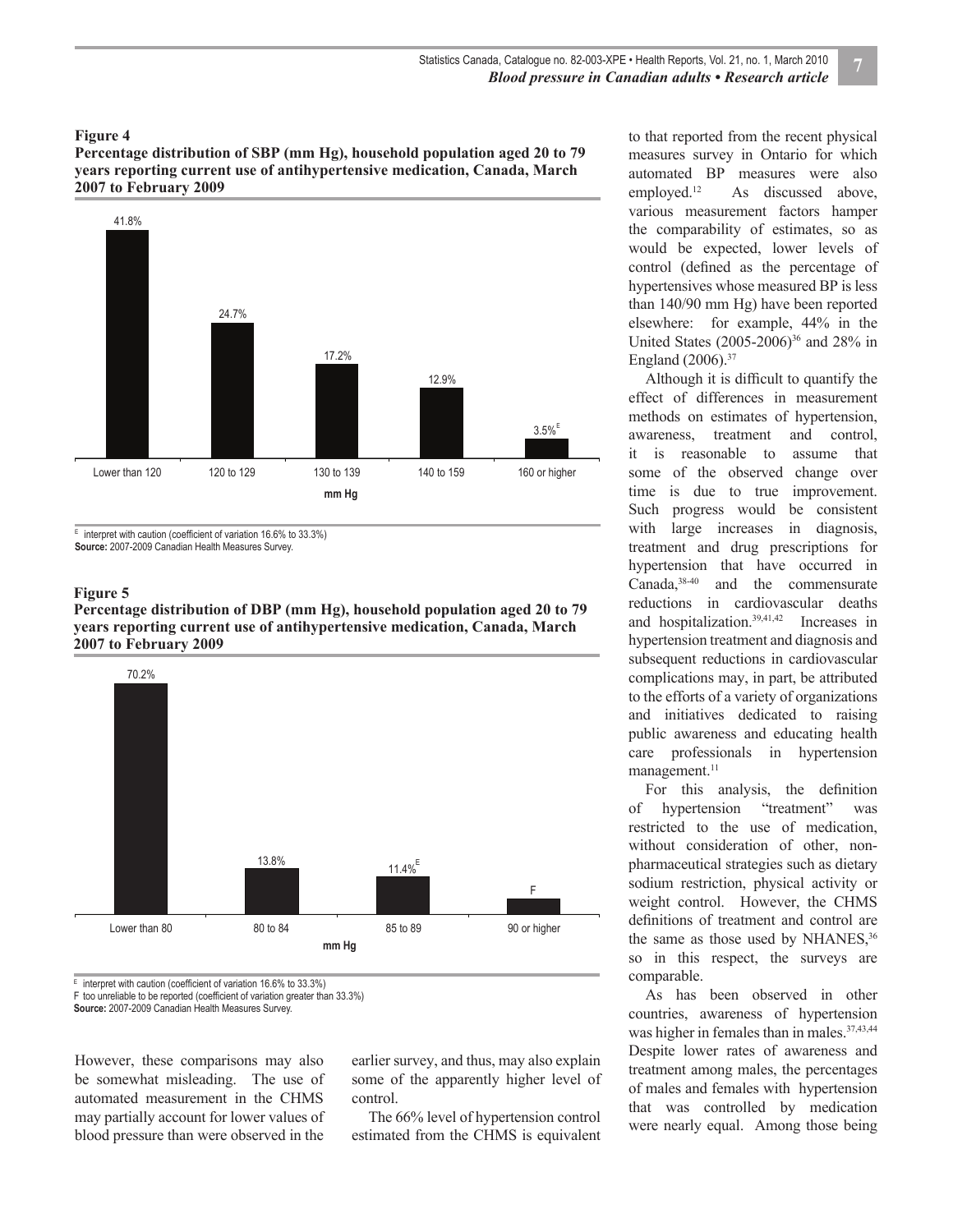**Figure 4**
**Percentage distribution of SBP (mm Hg), household population aged 20 to 79 years reporting current use of antihypertensive medication, Canada, March 2007 to February 2009**

| mm Hg | Percent |
|---|---|
| Lower than 120 | 41.8% |
| 120 to 129 | 24.7% |
| 130 to 139 | 17.2% |
| 140 to 159 | 12.9% |
| 160 or higher | 3.5%[E] |

E interpret with caution (coefficient of variation 16.6% to 33.3%)
**Source:** 2007-2009 Canadian Health Measures Survey.

**Figure 5**
**Percentage distribution of DBP (mm Hg), household population aged 20 to 79 years reporting current use of antihypertensive medication, Canada, March 2007 to February 2009**

| mm Hg | Percent |
|---|---|
| Lower than 80 | 70.2% |
| 80 to 84 | 13.8% |
| 85 to 89 | 11.4%[E] |
| 90 or higher | F |

E interpret with caution (coefficient of variation 16.6% to 33.3%)
F too unreliable to be reported (coefficient of variation greater than 33.3%)
**Source:** 2007-2009 Canadian Health Measures Survey.

However, these comparisons may also be somewhat misleading. The use of automated measurement in the CHMS may partially account for lower values of blood pressure than were observed in the earlier survey, and thus, may also explain some of the apparently higher level of control.

The 66% level of hypertension control estimated from the CHMS is equivalent to that reported from the recent physical measures survey in Ontario for which automated BP measures were also employed.[12] As discussed above, various measurement factors hamper the comparability of estimates, so as would be expected, lower levels of control (defined as the percentage of hypertensives whose measured BP is less than 140/90 mm Hg) have been reported elsewhere: for example, 44% in the United States (2005-2006)[36] and 28% in England (2006).[37]

Although it is difficult to quantify the effect of differences in measurement methods on estimates of hypertension, awareness, treatment and control, it is reasonable to assume that some of the observed change over time is due to true improvement. Such progress would be consistent with large increases in diagnosis, treatment and drug prescriptions for hypertension that have occurred in Canada,[38-40] and the commensurate reductions in cardiovascular deaths and hospitalization.[39,41,42] Increases in hypertension treatment and diagnosis and subsequent reductions in cardiovascular complications may, in part, be attributed to the efforts of a variety of organizations and initiatives dedicated to raising public awareness and educating health care professionals in hypertension management.[11]

For this analysis, the definition of hypertension "treatment" was restricted to the use of medication, without consideration of other, non-pharmaceutical strategies such as dietary sodium restriction, physical activity or weight control. However, the CHMS definitions of treatment and control are the same as those used by NHANES,[36] so in this respect, the surveys are comparable.

As has been observed in other countries, awareness of hypertension was higher in females than in males.[37,43,44] Despite lower rates of awareness and treatment among males, the percentages of males and females with hypertension that was controlled by medication were nearly equal. Among those being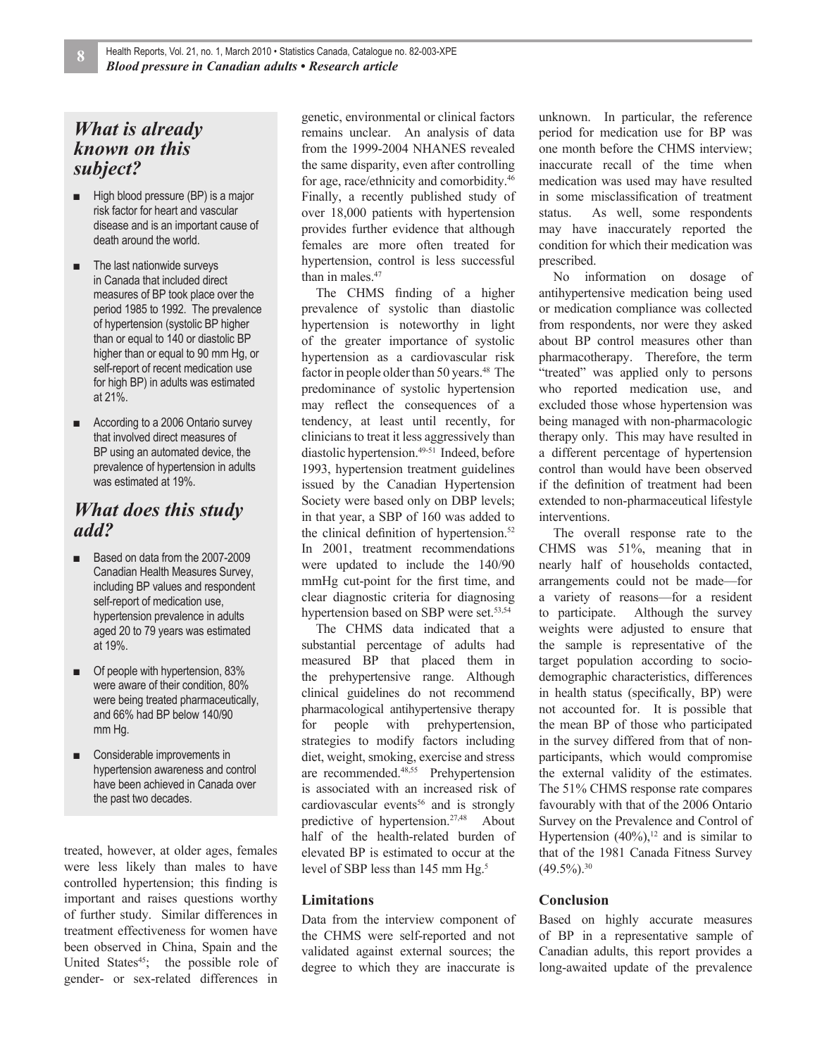## What is already known on this subject?

- High blood pressure (BP) is a major risk factor for heart and vascular disease and is an important cause of death around the world.
- The last nationwide surveys in Canada that included direct measures of BP took place over the period 1985 to 1992. The prevalence of hypertension (systolic BP higher than or equal to 140 or diastolic BP higher than or equal to 90 mm Hg, or self-report of recent medication use for high BP) in adults was estimated at 21%.
- According to a 2006 Ontario survey that involved direct measures of BP using an automated device, the prevalence of hypertension in adults was estimated at 19%.

## What does this study add?

- Based on data from the 2007-2009 Canadian Health Measures Survey, including BP values and respondent self-report of medication use, hypertension prevalence in adults aged 20 to 79 years was estimated at 19%.
- Of people with hypertension, 83% were aware of their condition, 80% were being treated pharmaceutically, and 66% had BP below 140/90 mm Hg.
- Considerable improvements in hypertension awareness and control have been achieved in Canada over the past two decades.

treated, however, at older ages, females were less likely than males to have controlled hypertension; this finding is important and raises questions worthy of further study. Similar differences in treatment effectiveness for women have been observed in China, Spain and the United States[45]; the possible role of gender- or sex-related differences in genetic, environmental or clinical factors remains unclear. An analysis of data from the 1999-2004 NHANES revealed the same disparity, even after controlling for age, race/ethnicity and comorbidity.[46] Finally, a recently published study of over 18,000 patients with hypertension provides further evidence that although females are more often treated for hypertension, control is less successful than in males.[47]

The CHMS finding of a higher prevalence of systolic than diastolic hypertension is noteworthy in light of the greater importance of systolic hypertension as a cardiovascular risk factor in people older than 50 years.[48] The predominance of systolic hypertension may reflect the consequences of a tendency, at least until recently, for clinicians to treat it less aggressively than diastolic hypertension.[49-51] Indeed, before 1993, hypertension treatment guidelines issued by the Canadian Hypertension Society were based only on DBP levels; in that year, a SBP of 160 was added to the clinical definition of hypertension.[52] In 2001, treatment recommendations were updated to include the 140/90 mmHg cut-point for the first time, and clear diagnostic criteria for diagnosing hypertension based on SBP were set.[53,54]

The CHMS data indicated that a substantial percentage of adults had measured BP that placed them in the prehypertensive range. Although clinical guidelines do not recommend pharmacological antihypertensive therapy for people with prehypertension, strategies to modify factors including diet, weight, smoking, exercise and stress are recommended.[48,55] Prehypertension is associated with an increased risk of cardiovascular events[56] and is strongly predictive of hypertension.[27,48] About half of the health-related burden of elevated BP is estimated to occur at the level of SBP less than 145 mm Hg.[5]

### Limitations

Data from the interview component of the CHMS were self-reported and not validated against external sources; the degree to which they are inaccurate is unknown. In particular, the reference period for medication use for BP was one month before the CHMS interview; inaccurate recall of the time when medication was used may have resulted in some misclassification of treatment status. As well, some respondents may have inaccurately reported the condition for which their medication was prescribed.

No information on dosage of antihypertensive medication being used or medication compliance was collected from respondents, nor were they asked about BP control measures other than pharmacotherapy. Therefore, the term "treated" was applied only to persons who reported medication use, and excluded those whose hypertension was being managed with non-pharmacologic therapy only. This may have resulted in a different percentage of hypertension control than would have been observed if the definition of treatment had been extended to non-pharmaceutical lifestyle interventions.

The overall response rate to the CHMS was 51%, meaning that in nearly half of households contacted, arrangements could not be made—for a variety of reasons—for a resident to participate. Although the survey weights were adjusted to ensure that the sample is representative of the target population according to socio-demographic characteristics, differences in health status (specifically, BP) were not accounted for. It is possible that the mean BP of those who participated in the survey differed from that of non-participants, which would compromise the external validity of the estimates. The 51% CHMS response rate compares favourably with that of the 2006 Ontario Survey on the Prevalence and Control of Hypertension (40%),[12] and is similar to that of the 1981 Canada Fitness Survey (49.5%).[30]

### Conclusion

Based on highly accurate measures of BP in a representative sample of Canadian adults, this report provides a long-awaited update of the prevalence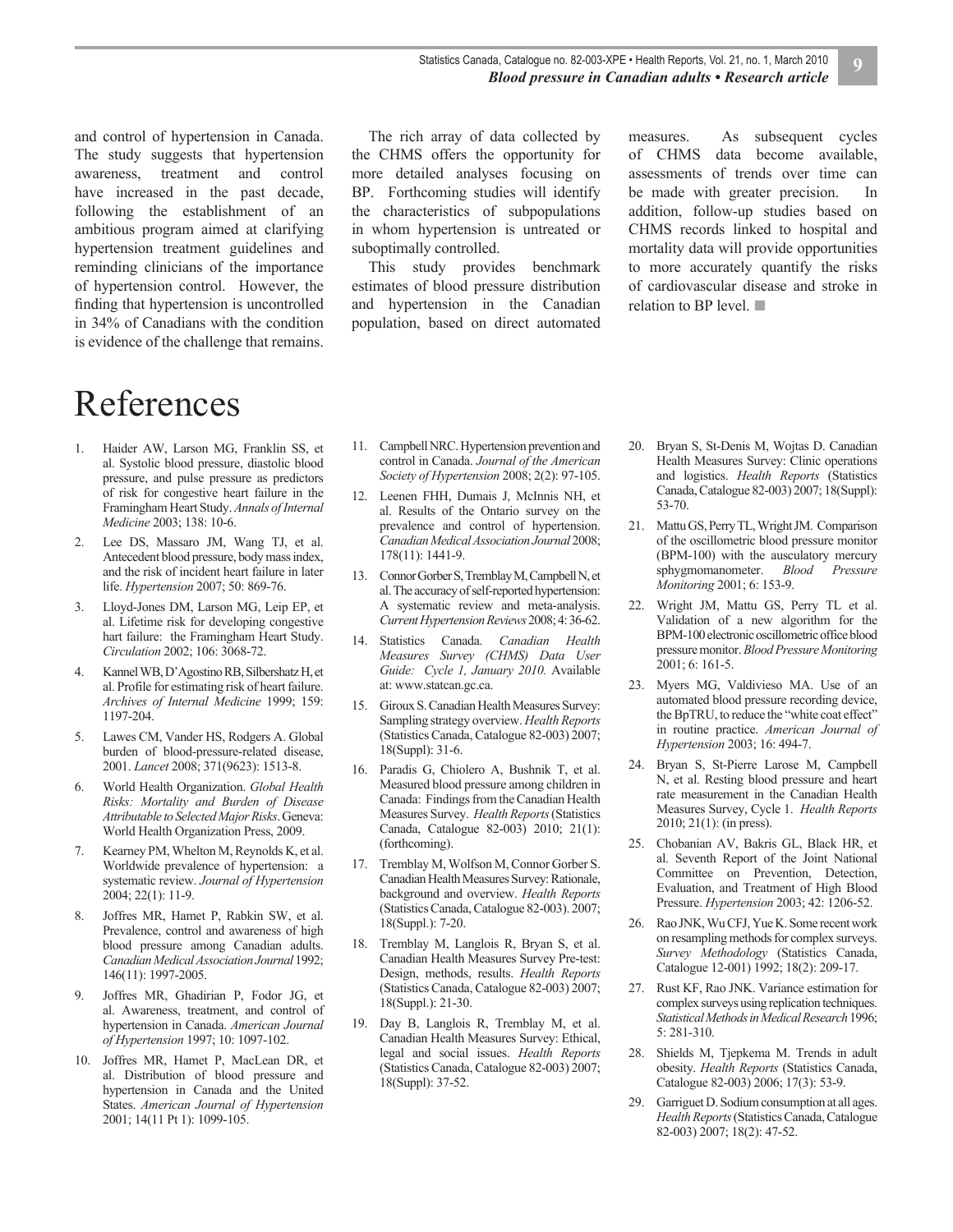and control of hypertension in Canada. The study suggests that hypertension awareness, treatment and control have increased in the past decade, following the establishment of an ambitious program aimed at clarifying hypertension treatment guidelines and reminding clinicians of the importance of hypertension control. However, the finding that hypertension is uncontrolled in 34% of Canadians with the condition is evidence of the challenge that remains.

The rich array of data collected by the CHMS offers the opportunity for more detailed analyses focusing on BP. Forthcoming studies will identify the characteristics of subpopulations in whom hypertension is untreated or suboptimally controlled.

This study provides benchmark estimates of blood pressure distribution and hypertension in the Canadian population, based on direct automated measures. As subsequent cycles of CHMS data become available, assessments of trends over time can be made with greater precision. In addition, follow-up studies based on CHMS records linked to hospital and mortality data will provide opportunities to more accurately quantify the risks of cardiovascular disease and stroke in relation to BP level. ■

# References

1. Haider AW, Larson MG, Franklin SS, et al. Systolic blood pressure, diastolic blood pressure, and pulse pressure as predictors of risk for congestive heart failure in the Framingham Heart Study. *Annals of Internal Medicine* 2003; 138: 10-6.
2. Lee DS, Massaro JM, Wang TJ, et al. Antecedent blood pressure, body mass index, and the risk of incident heart failure in later life. *Hypertension* 2007; 50: 869-76.
3. Lloyd-Jones DM, Larson MG, Leip EP, et al. Lifetime risk for developing congestive hart failure: the Framingham Heart Study. *Circulation* 2002; 106: 3068-72.
4. Kannel WB, D'Agostino RB, Silbershatz H, et al. Profile for estimating risk of heart failure. *Archives of Internal Medicine* 1999; 159: 1197-204.
5. Lawes CM, Vander HS, Rodgers A. Global burden of blood-pressure-related disease, 2001. *Lancet* 2008; 371(9623): 1513-8.
6. World Health Organization. *Global Health Risks: Mortality and Burden of Disease Attributable to Selected Major Risks*. Geneva: World Health Organization Press, 2009.
7. Kearney PM, Whelton M, Reynolds K, et al. Worldwide prevalence of hypertension: a systematic review. *Journal of Hypertension* 2004; 22(1): 11-9.
8. Joffres MR, Hamet P, Rabkin SW, et al. Prevalence, control and awareness of high blood pressure among Canadian adults. *Canadian Medical Association Journal* 1992; 146(11): 1997-2005.
9. Joffres MR, Ghadirian P, Fodor JG, et al. Awareness, treatment, and control of hypertension in Canada. *American Journal of Hypertension* 1997; 10: 1097-102.
10. Joffres MR, Hamet P, MacLean DR, et al. Distribution of blood pressure and hypertension in Canada and the United States. *American Journal of Hypertension* 2001; 14(11 Pt 1): 1099-105.
11. Campbell NRC. Hypertension prevention and control in Canada. *Journal of the American Society of Hypertension* 2008; 2(2): 97-105.
12. Leenen FHH, Dumais J, McInnis NH, et al. Results of the Ontario survey on the prevalence and control of hypertension. *Canadian Medical Association Journal* 2008; 178(11): 1441-9.
13. Connor Gorber S, Tremblay M, Campbell N, et al. The accuracy of self-reported hypertension: A systematic review and meta-analysis. *Current Hypertension Reviews* 2008; 4: 36-62.
14. Statistics Canada. *Canadian Health Measures Survey (CHMS) Data User Guide: Cycle 1, January 2010.* Available at: www.statcan.gc.ca.
15. Giroux S. Canadian Health Measures Survey: Sampling strategy overview. *Health Reports* (Statistics Canada, Catalogue 82-003) 2007; 18(Suppl): 31-6.
16. Paradis G, Chiolero A, Bushnik T, et al. Measured blood pressure among children in Canada: Findings from the Canadian Health Measures Survey. *Health Reports* (Statistics Canada, Catalogue 82-003) 2010; 21(1): (forthcoming).
17. Tremblay M, Wolfson M, Connor Gorber S. Canadian Health Measures Survey: Rationale, background and overview. *Health Reports* (Statistics Canada, Catalogue 82-003). 2007; 18(Suppl.): 7-20.
18. Tremblay M, Langlois R, Bryan S, et al. Canadian Health Measures Survey Pre-test: Design, methods, results. *Health Reports* (Statistics Canada, Catalogue 82-003) 2007; 18(Suppl.): 21-30.
19. Day B, Langlois R, Tremblay M, et al. Canadian Health Measures Survey: Ethical, legal and social issues. *Health Reports* (Statistics Canada, Catalogue 82-003) 2007; 18(Suppl): 37-52.
20. Bryan S, St-Denis M, Wojtas D. Canadian Health Measures Survey: Clinic operations and logistics. *Health Reports* (Statistics Canada, Catalogue 82-003) 2007; 18(Suppl): 53-70.
21. Mattu GS, Perry TL, Wright JM. Comparison of the oscillometric blood pressure monitor (BPM-100) with the ausculatory mercury sphygmomanometer. *Blood Pressure Monitoring* 2001; 6: 153-9.
22. Wright JM, Mattu GS, Perry TL et al. Validation of a new algorithm for the BPM-100 electronic oscillometric office blood pressure monitor. *Blood Pressure Monitoring* 2001; 6: 161-5.
23. Myers MG, Valdivieso MA. Use of an automated blood pressure recording device, the BpTRU, to reduce the "white coat effect" in routine practice. *American Journal of Hypertension* 2003; 16: 494-7.
24. Bryan S, St-Pierre Larose M, Campbell N, et al. Resting blood pressure and heart rate measurement in the Canadian Health Measures Survey, Cycle 1. *Health Reports* 2010; 21(1): (in press).
25. Chobanian AV, Bakris GL, Black HR, et al. Seventh Report of the Joint National Committee on Prevention, Detection, Evaluation, and Treatment of High Blood Pressure. *Hypertension* 2003; 42: 1206-52.
26. Rao JNK, Wu CFJ, Yue K. Some recent work on resampling methods for complex surveys. *Survey Methodology* (Statistics Canada, Catalogue 12-001) 1992; 18(2): 209-17.
27. Rust KF, Rao JNK. Variance estimation for complex surveys using replication techniques. *Statistical Methods in Medical Research* 1996; 5: 281-310.
28. Shields M, Tjepkema M. Trends in adult obesity. *Health Reports* (Statistics Canada, Catalogue 82-003) 2006; 17(3): 53-9.
29. Garriguet D. Sodium consumption at all ages. *Health Reports* (Statistics Canada, Catalogue 82-003) 2007; 18(2): 47-52.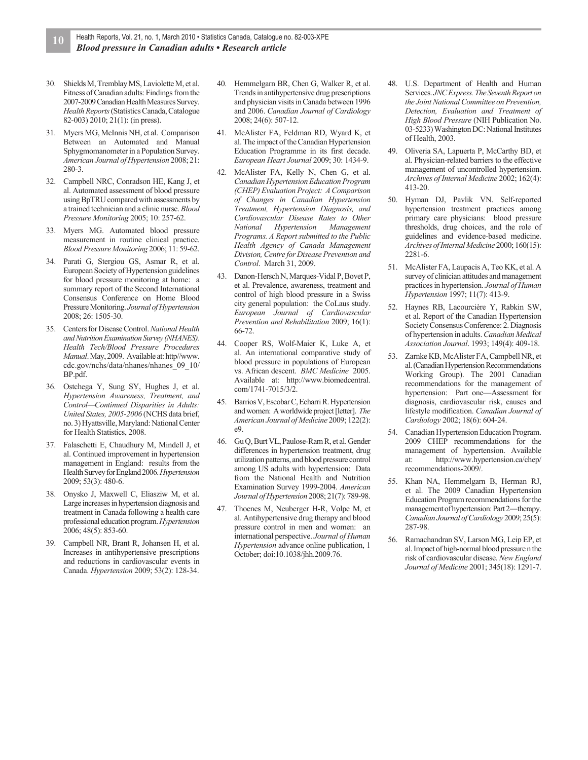30. Shields M, Tremblay MS, Laviolette M, et al. Fitness of Canadian adults: Findings from the 2007-2009 Canadian Health Measures Survey. *Health Reports* (Statistics Canada, Catalogue 82-003) 2010; 21(1): (in press).

31. Myers MG, McInnis NH, et al. Comparison Between an Automated and Manual Sphygmomanometer in a Population Survey. *American Journal of Hypertension* 2008; 21: 280-3.

32. Campbell NRC, Conradson HE, Kang J, et al. Automated assessment of blood pressure using BpTRU compared with assessments by a trained technician and a clinic nurse. *Blood Pressure Monitoring* 2005; 10: 257-62.

33. Myers MG. Automated blood pressure measurement in routine clinical practice. *Blood Pressure Monitoring* 2006; 11: 59-62.

34. Parati G, Stergiou GS, Asmar R, et al. European Society of Hypertension guidelines for blood pressure monitoring at home: a summary report of the Second International Consensus Conference on Home Blood Pressure Monitoring. *Journal of Hypertension* 2008; 26: 1505-30.

35. Centers for Disease Control. *National Health and Nutrition Examination Survey (NHANES). Health Tech/Blood Pressure Procedures Manual*. May, 2009. Available at: http//www.cdc.gov/nchs/data/nhanes/nhanes_09_10/BP.pdf.

36. Ostchega Y, Sung SY, Hughes J, et al. *Hypertension Awareness, Treatment, and Control—Continued Disparities in Adults: United States, 2005-2006* (NCHS data brief, no. 3) Hyattsville, Maryland: National Center for Health Statistics, 2008.

37. Falaschetti E, Chaudhury M, Mindell J, et al. Continued improvement in hypertension management in England: results from the Health Survey for England 2006. *Hypertension* 2009; 53(3): 480-6.

38. Onysko J, Maxwell C, Eliasziw M, et al. Large increases in hypertension diagnosis and treatment in Canada following a health care professional education program. *Hypertension* 2006; 48(5): 853-60.

39. Campbell NR, Brant R, Johansen H, et al. Increases in antihypertensive prescriptions and reductions in cardiovascular events in Canada. *Hypertension* 2009; 53(2): 128-34.

40. Hemmelgarn BR, Chen G, Walker R, et al. Trends in antihypertensive drug prescriptions and physician visits in Canada between 1996 and 2006. *Canadian Journal of Cardiology* 2008; 24(6): 507-12.

41. McAlister FA, Feldman RD, Wyard K, et al. The impact of the Canadian Hypertension Education Programme in its first decade. *European Heart Journal* 2009; 30: 1434-9.

42. McAlister FA, Kelly N, Chen G, et al. *Canadian Hypertension Education Program (CHEP) Evaluation Project: A Comparison of Changes in Canadian Hypertension Treatment, Hypertension Diagnosis, and Cardiovascular Disease Rates to Other National Hypertension Management Programs. A Report submitted to the Public Health Agency of Canada Management Division, Centre for Disease Prevention and Control*. March 31, 2009.

43. Danon-Hersch N, Marques-Vidal P, Bovet P, et al. Prevalence, awareness, treatment and control of high blood pressure in a Swiss city general population: the CoLaus study. *European Journal of Cardiovascular Prevention and Rehabilitation* 2009; 16(1): 66-72.

44. Cooper RS, Wolf-Maier K, Luke A, et al. An international comparative study of blood pressure in populations of European vs. African descent. *BMC Medicine* 2005. Available at: http://www.biomedcentral.com/1741-7015/3/2.

45. Barrios V, Escobar C, Echarri R. Hypertension and women: A worldwide project [letter]. *The American Journal of Medicine* 2009; 122(2): e9.

46. Gu Q, Burt VL, Paulose-Ram R, et al. Gender differences in hypertension treatment, drug utilization patterns, and blood pressure control among US adults with hypertension: Data from the National Health and Nutrition Examination Survey 1999-2004. *American Journal of Hypertension* 2008; 21(7): 789-98.

47. Thoenes M, Neuberger H-R, Volpe M, et al. Antihypertensive drug therapy and blood pressure control in men and women: an international perspective. *Journal of Human Hypertension* advance online publication, 1 October; doi:10.1038/jhh.2009.76.

48. U.S. Department of Health and Human Services. *JNC Express. The Seventh Report on the Joint National Committee on Prevention, Detection, Evaluation and Treatment of High Blood Pressure* (NIH Publication No. 03-5233) Washington DC: National Institutes of Health, 2003.

49. Oliveria SA, Lapuerta P, McCarthy BD, et al. Physician-related barriers to the effective management of uncontrolled hypertension. *Archives of Internal Medicine* 2002; 162(4): 413-20.

50. Hyman DJ, Pavlik VN. Self-reported hypertension treatment practices among primary care physicians: blood pressure thresholds, drug choices, and the role of guidelines and evidence-based medicine. *Archives of Internal Medicine* 2000; 160(15): 2281-6.

51. McAlister FA, Laupacis A, Teo KK, et al. A survey of clinician attitudes and management practices in hypertension. *Journal of Human Hypertension* 1997; 11(7): 413-9.

52. Haynes RB, Lacourcière Y, Rabkin SW, et al. Report of the Canadian Hypertension Society Consensus Conference: 2. Diagnosis of hypertension in adults. *Canadian Medical Association Journal*. 1993; 149(4): 409-18.

53. Zarnke KB, McAlister FA, Campbell NR, et al. (Canadian Hypertension Recommendations Working Group). The 2001 Canadian recommendations for the management of hypertension: Part one—Assessment for diagnosis, cardiovascular risk, causes and lifestyle modification. *Canadian Journal of Cardiology* 2002; 18(6): 604-24.

54. Canadian Hypertension Education Program. 2009 CHEP recommendations for the management of hypertension. Available at: http://www.hypertension.ca/chep/recommendations-2009/.

55. Khan NA, Hemmelgarn B, Herman RJ, et al. The 2009 Canadian Hypertension Education Program recommendations for the management of hypertension: Part 2—therapy. *Canadian Journal of Cardiology* 2009; 25(5): 287-98.

56. Ramachandran SV, Larson MG, Leip EP, et al. Impact of high-normal blood pressure n the risk of cardiovascular disease. *New England Journal of Medicine* 2001; 345(18): 1291-7.